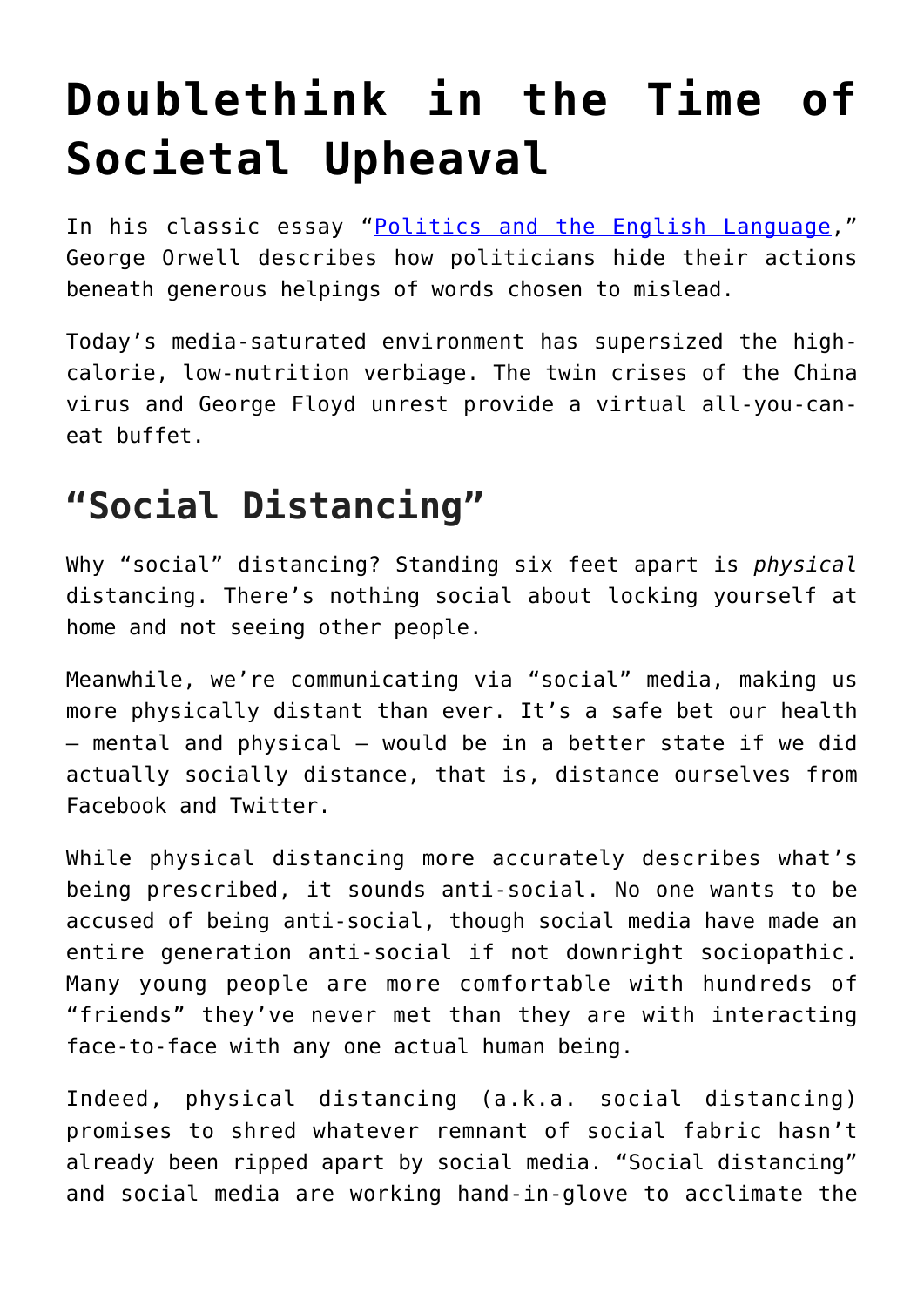# Doublethink in the Time of Societal Upheaval

In his classic essay "[Politics and the English Language](#)," George Orwell describes how politicians hide their actions beneath generous helpings of words chosen to mislead.

Today's media-saturated environment has supersized the high-calorie, low-nutrition verbiage. The twin crises of the China virus and George Floyd unrest provide a virtual all-you-can-eat buffet.

## "Social Distancing"

Why "social" distancing? Standing six feet apart is *physical* distancing. There's nothing social about locking yourself at home and not seeing other people.

Meanwhile, we're communicating via "social" media, making us more physically distant than ever. It's a safe bet our health – mental and physical – would be in a better state if we did actually socially distance, that is, distance ourselves from Facebook and Twitter.

While physical distancing more accurately describes what's being prescribed, it sounds anti-social. No one wants to be accused of being anti-social, though social media have made an entire generation anti-social if not downright sociopathic. Many young people are more comfortable with hundreds of "friends" they've never met than they are with interacting face-to-face with any one actual human being.

Indeed, physical distancing (a.k.a. social distancing) promises to shred whatever remnant of social fabric hasn't already been ripped apart by social media. "Social distancing" and social media are working hand-in-glove to acclimate the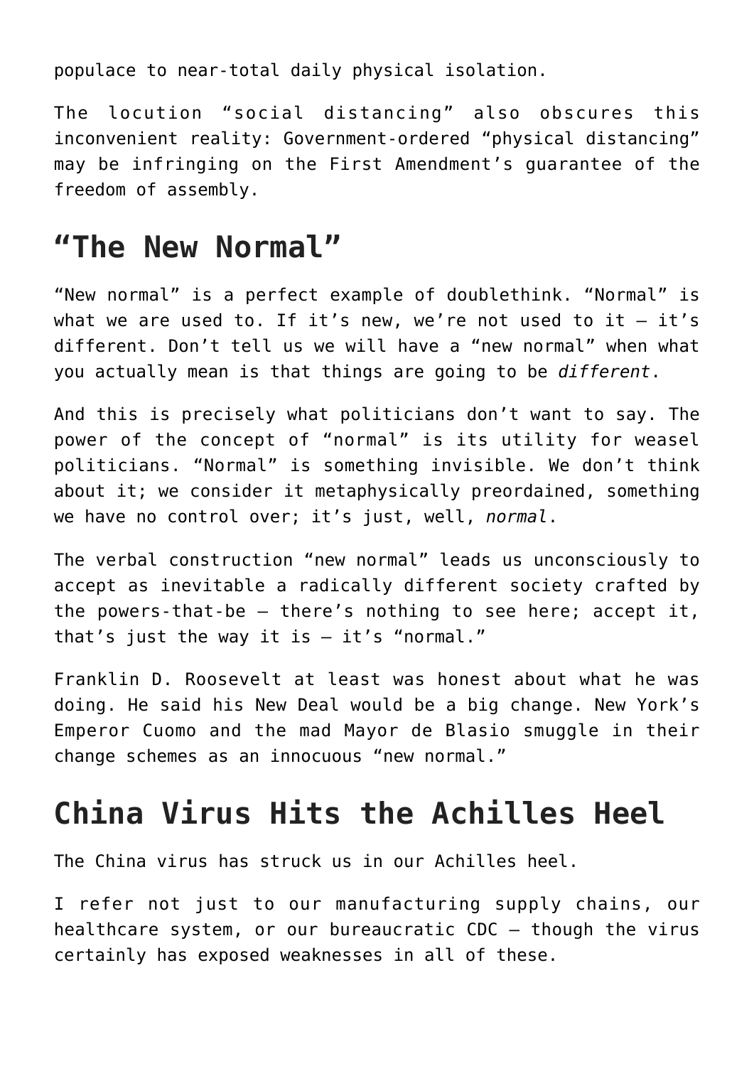populace to near-total daily physical isolation.

The locution "social distancing" also obscures this inconvenient reality: Government-ordered "physical distancing" may be infringing on the First Amendment's guarantee of the freedom of assembly.

## "The New Normal"

"New normal" is a perfect example of doublethink. "Normal" is what we are used to. If it's new, we're not used to it – it's different. Don't tell us we will have a "new normal" when what you actually mean is that things are going to be *different*.

And this is precisely what politicians don't want to say. The power of the concept of "normal" is its utility for weasel politicians. "Normal" is something invisible. We don't think about it; we consider it metaphysically preordained, something we have no control over; it's just, well, *normal*.

The verbal construction "new normal" leads us unconsciously to accept as inevitable a radically different society crafted by the powers-that-be – there's nothing to see here; accept it, that's just the way it is – it's "normal."

Franklin D. Roosevelt at least was honest about what he was doing. He said his New Deal would be a big change. New York's Emperor Cuomo and the mad Mayor de Blasio smuggle in their change schemes as an innocuous "new normal."

## China Virus Hits the Achilles Heel

The China virus has struck us in our Achilles heel.

I refer not just to our manufacturing supply chains, our healthcare system, or our bureaucratic CDC – though the virus certainly has exposed weaknesses in all of these.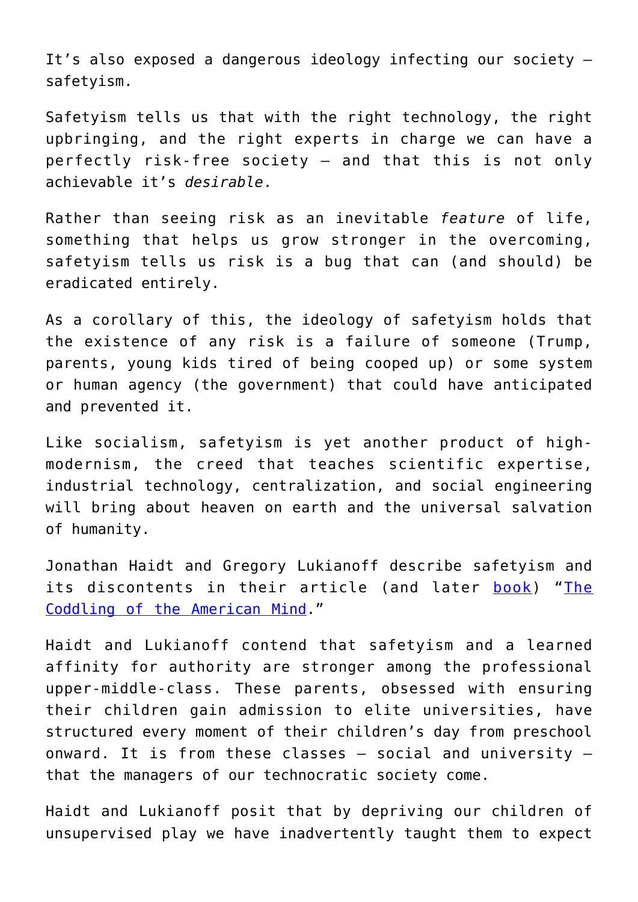It's also exposed a dangerous ideology infecting our society – safetyism.

Safetyism tells us that with the right technology, the right upbringing, and the right experts in charge we can have a perfectly risk-free society – and that this is not only achievable it's *desirable*.

Rather than seeing risk as an inevitable *feature* of life, something that helps us grow stronger in the overcoming, safetyism tells us risk is a bug that can (and should) be eradicated entirely.

As a corollary of this, the ideology of safetyism holds that the existence of any risk is a failure of someone (Trump, parents, young kids tired of being cooped up) or some system or human agency (the government) that could have anticipated and prevented it.

Like socialism, safetyism is yet another product of high-modernism, the creed that teaches scientific expertise, industrial technology, centralization, and social engineering will bring about heaven on earth and the universal salvation of humanity.

Jonathan Haidt and Gregory Lukianoff describe safetyism and its discontents in their article (and later [book](#)) "[The Coddling of the American Mind](#)."

Haidt and Lukianoff contend that safetyism and a learned affinity for authority are stronger among the professional upper-middle-class. These parents, obsessed with ensuring their children gain admission to elite universities, have structured every moment of their children's day from preschool onward. It is from these classes – social and university – that the managers of our technocratic society come.

Haidt and Lukianoff posit that by depriving our children of unsupervised play we have inadvertently taught them to expect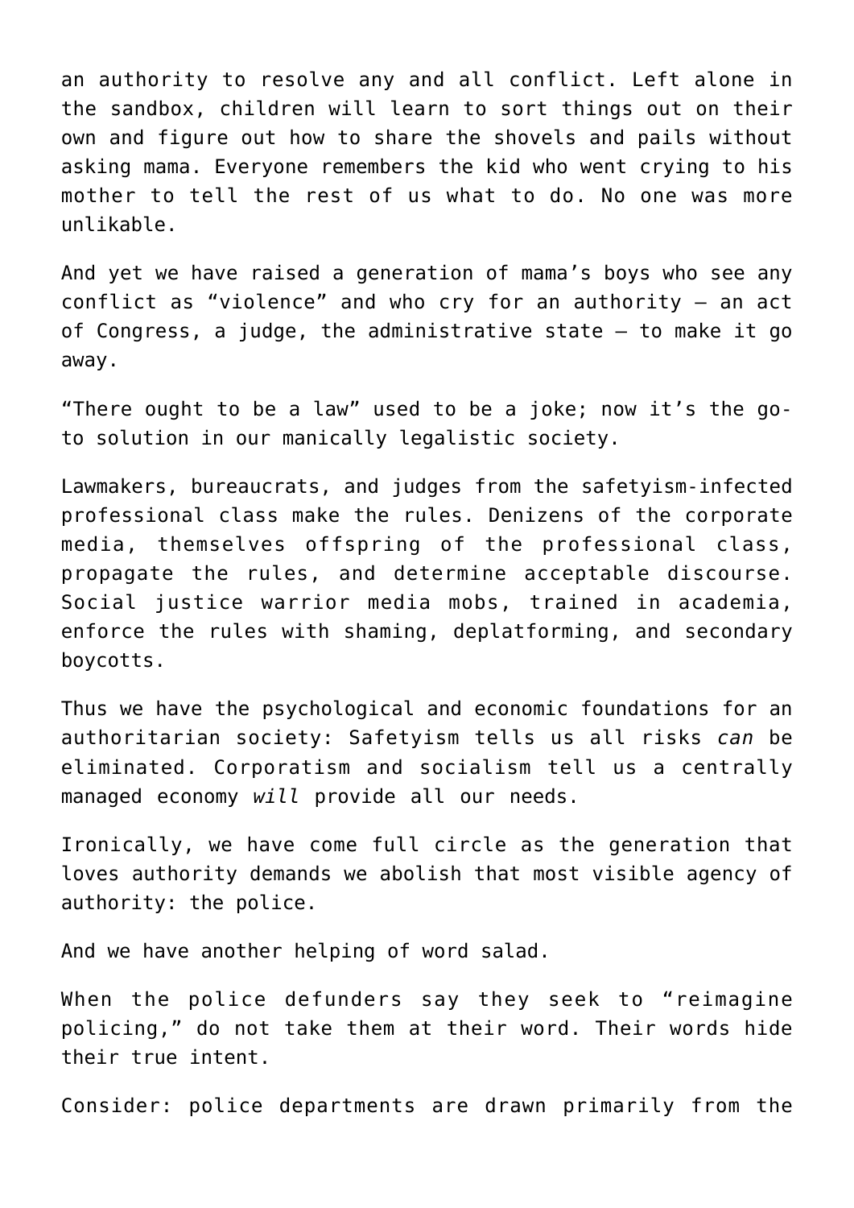an authority to resolve any and all conflict. Left alone in the sandbox, children will learn to sort things out on their own and figure out how to share the shovels and pails without asking mama. Everyone remembers the kid who went crying to his mother to tell the rest of us what to do. No one was more unlikable.

And yet we have raised a generation of mama's boys who see any conflict as "violence" and who cry for an authority — an act of Congress, a judge, the administrative state — to make it go away.

"There ought to be a law" used to be a joke; now it's the go-to solution in our manically legalistic society.

Lawmakers, bureaucrats, and judges from the safetyism-infected professional class make the rules. Denizens of the corporate media, themselves offspring of the professional class, propagate the rules, and determine acceptable discourse. Social justice warrior media mobs, trained in academia, enforce the rules with shaming, deplatforming, and secondary boycotts.

Thus we have the psychological and economic foundations for an authoritarian society: Safetyism tells us all risks *can* be eliminated. Corporatism and socialism tell us a centrally managed economy *will* provide all our needs.

Ironically, we have come full circle as the generation that loves authority demands we abolish that most visible agency of authority: the police.

And we have another helping of word salad.

When the police defunders say they seek to "reimagine policing," do not take them at their word. Their words hide their true intent.

Consider: police departments are drawn primarily from the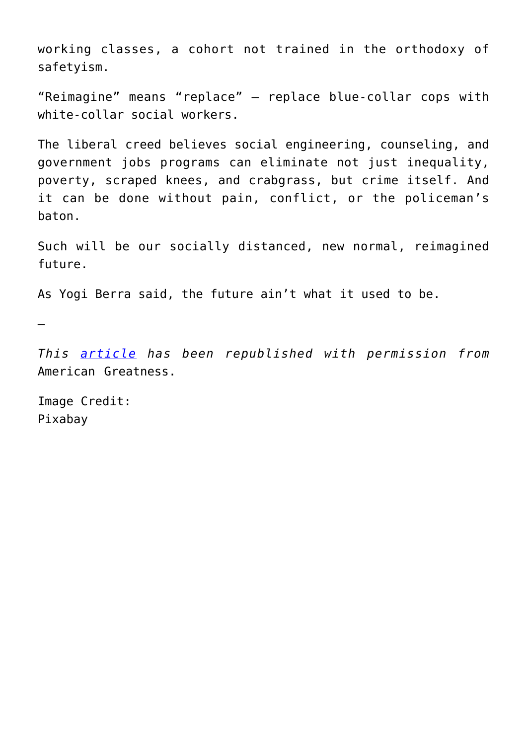working classes, a cohort not trained in the orthodoxy of safetyism.

“Reimagine” means “replace” — replace blue-collar cops with white-collar social workers.

The liberal creed believes social engineering, counseling, and government jobs programs can eliminate not just inequality, poverty, scraped knees, and crabgrass, but crime itself. And it can be done without pain, conflict, or the policeman’s baton.

Such will be our socially distanced, new normal, reimagined future.

As Yogi Berra said, the future ain’t what it used to be.

—

*This article has been republished with permission from* American Greatness.

Image Credit:
Pixabay